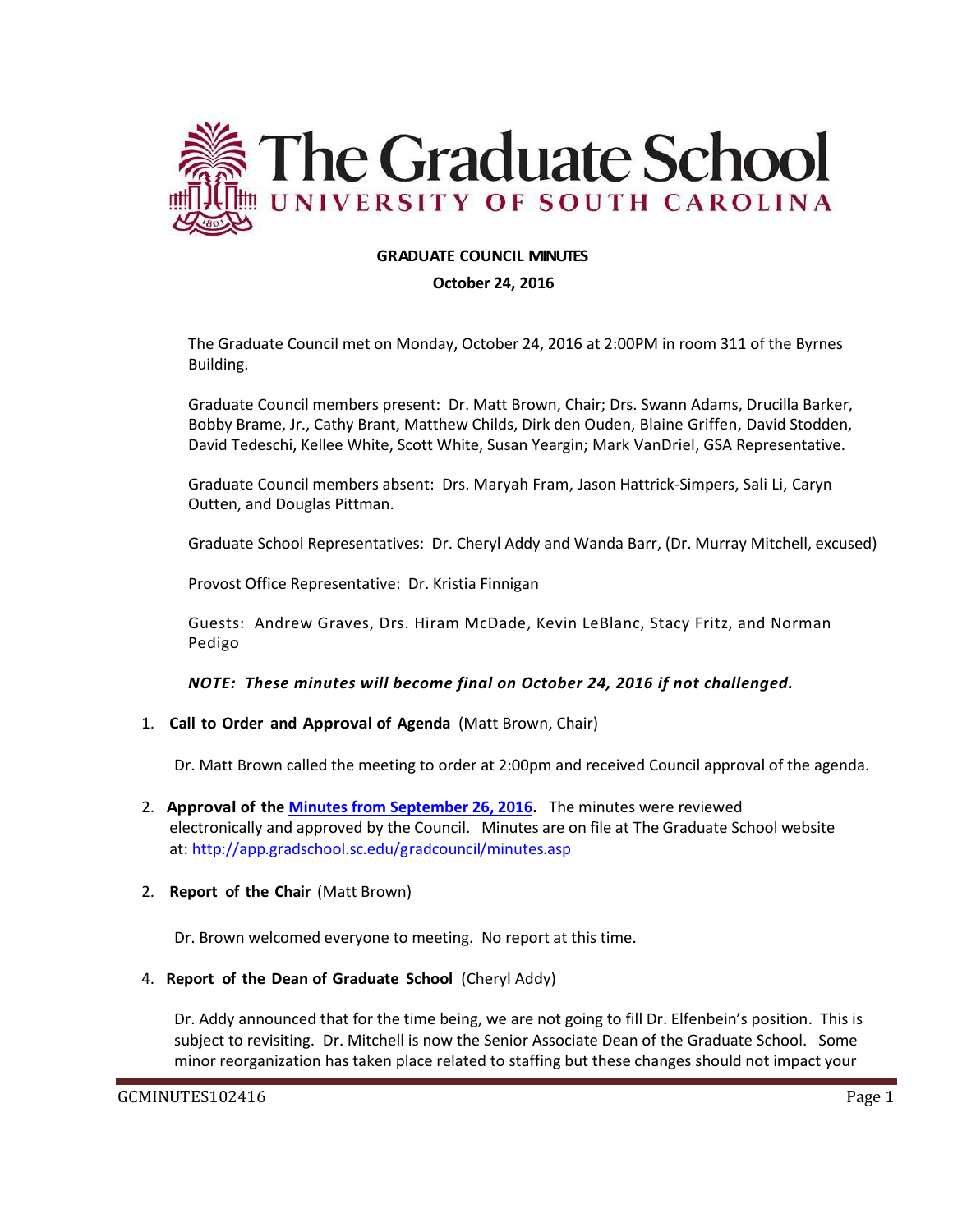# The Graduate School

UNIVERSITY OF SOUTH CAROLINA

**GRADUATE COUNCIL MINUTES**

**October 24, 2016**

The Graduate Council met on Monday, October 24, 2016 at 2:00PM in room 311 of the Byrnes Building.

Graduate Council members present: Dr. Matt Brown, Chair; Drs. Swann Adams, Drucilla Barker, Bobby Brame, Jr., Cathy Brant, Matthew Childs, Dirk den Ouden, Blaine Griffen, David Stodden, David Tedeschi, Kellee White, Scott White, Susan Yeargin; Mark VanDriel, GSA Representative.

Graduate Council members absent: Drs. Maryah Fram, Jason Hattrick-Simpers, Sali Li, Caryn Outten, and Douglas Pittman.

Graduate School Representatives: Dr. Cheryl Addy and Wanda Barr, (Dr. Murray Mitchell, excused)

Provost Office Representative: Dr. Kristia Finnigan

Guests: Andrew Graves, Drs. Hiram McDade, Kevin LeBlanc, Stacy Fritz, and Norman Pedigo

***NOTE: These minutes will become final on October 24, 2016 if not challenged.***

1. **Call to Order and Approval of Agenda** (Matt Brown, Chair)

   Dr. Matt Brown called the meeting to order at 2:00pm and received Council approval of the agenda.

2. **Approval of the Minutes from September 26, 2016.** The minutes were reviewed electronically and approved by the Council. Minutes are on file at The Graduate School website at: http://app.gradschool.sc.edu/gradcouncil/minutes.asp

2. **Report of the Chair** (Matt Brown)

   Dr. Brown welcomed everyone to meeting. No report at this time.

4. **Report of the Dean of Graduate School** (Cheryl Addy)

   Dr. Addy announced that for the time being, we are not going to fill Dr. Elfenbein's position. This is subject to revisiting. Dr. Mitchell is now the Senior Associate Dean of the Graduate School. Some minor reorganization has taken place related to staffing but these changes should not impact your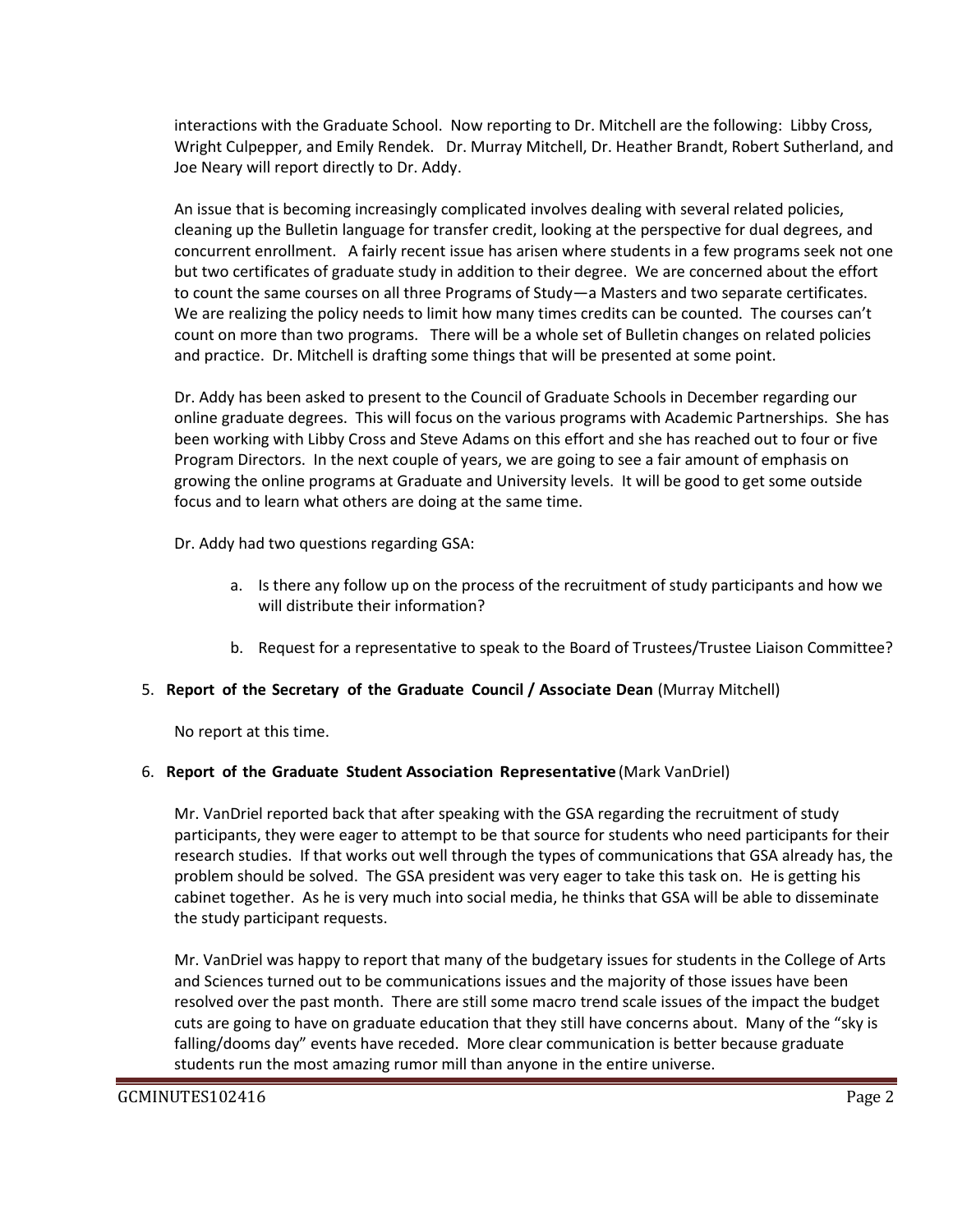interactions with the Graduate School. Now reporting to Dr. Mitchell are the following: Libby Cross, Wright Culpepper, and Emily Rendek. Dr. Murray Mitchell, Dr. Heather Brandt, Robert Sutherland, and Joe Neary will report directly to Dr. Addy.

An issue that is becoming increasingly complicated involves dealing with several related policies, cleaning up the Bulletin language for transfer credit, looking at the perspective for dual degrees, and concurrent enrollment. A fairly recent issue has arisen where students in a few programs seek not one but two certificates of graduate study in addition to their degree. We are concerned about the effort to count the same courses on all three Programs of Study—a Masters and two separate certificates. We are realizing the policy needs to limit how many times credits can be counted. The courses can't count on more than two programs. There will be a whole set of Bulletin changes on related policies and practice. Dr. Mitchell is drafting some things that will be presented at some point.

Dr. Addy has been asked to present to the Council of Graduate Schools in December regarding our online graduate degrees. This will focus on the various programs with Academic Partnerships. She has been working with Libby Cross and Steve Adams on this effort and she has reached out to four or five Program Directors. In the next couple of years, we are going to see a fair amount of emphasis on growing the online programs at Graduate and University levels. It will be good to get some outside focus and to learn what others are doing at the same time.

Dr. Addy had two questions regarding GSA:

a. Is there any follow up on the process of the recruitment of study participants and how we will distribute their information?

b. Request for a representative to speak to the Board of Trustees/Trustee Liaison Committee?

5. **Report of the Secretary of the Graduate Council / Associate Dean** (Murray Mitchell)

No report at this time.

6. **Report of the Graduate Student Association Representative** (Mark VanDriel)

Mr. VanDriel reported back that after speaking with the GSA regarding the recruitment of study participants, they were eager to attempt to be that source for students who need participants for their research studies. If that works out well through the types of communications that GSA already has, the problem should be solved. The GSA president was very eager to take this task on. He is getting his cabinet together. As he is very much into social media, he thinks that GSA will be able to disseminate the study participant requests.

Mr. VanDriel was happy to report that many of the budgetary issues for students in the College of Arts and Sciences turned out to be communications issues and the majority of those issues have been resolved over the past month. There are still some macro trend scale issues of the impact the budget cuts are going to have on graduate education that they still have concerns about. Many of the "sky is falling/dooms day" events have receded. More clear communication is better because graduate students run the most amazing rumor mill than anyone in the entire universe.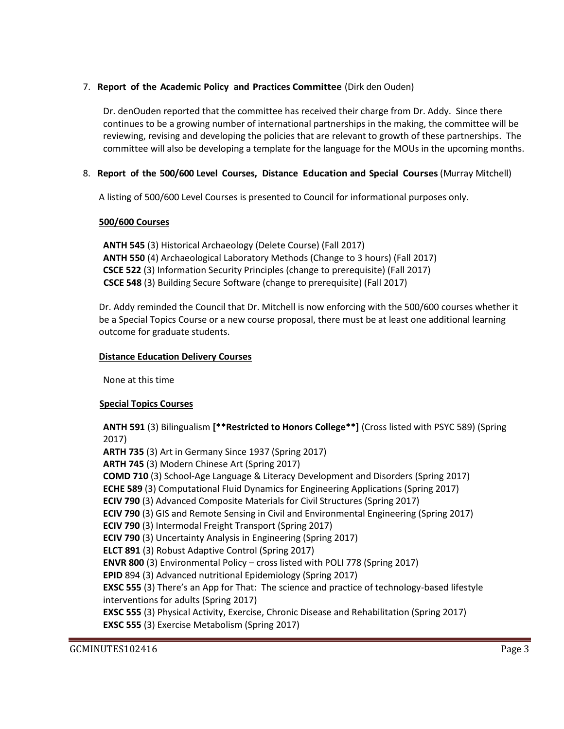7. **Report of the Academic Policy and Practices Committee** (Dirk den Ouden)

   Dr. denOuden reported that the committee has received their charge from Dr. Addy. Since there continues to be a growing number of international partnerships in the making, the committee will be reviewing, revising and developing the policies that are relevant to growth of these partnerships. The committee will also be developing a template for the language for the MOUs in the upcoming months.

8. **Report of the 500/600 Level Courses, Distance Education and Special Courses** (Murray Mitchell)

   A listing of 500/600 Level Courses is presented to Council for informational purposes only.

   **500/600 Courses**

   **ANTH 545** (3) Historical Archaeology (Delete Course) (Fall 2017)
   **ANTH 550** (4) Archaeological Laboratory Methods (Change to 3 hours) (Fall 2017)
   **CSCE 522** (3) Information Security Principles (change to prerequisite) (Fall 2017)
   **CSCE 548** (3) Building Secure Software (change to prerequisite) (Fall 2017)

   Dr. Addy reminded the Council that Dr. Mitchell is now enforcing with the 500/600 courses whether it be a Special Topics Course or a new course proposal, there must be at least one additional learning outcome for graduate students.

   **Distance Education Delivery Courses**

   None at this time

   **Special Topics Courses**

   **ANTH 591** (3) Bilingualism **[**Restricted to Honors College**]** (Cross listed with PSYC 589) (Spring 2017)
   **ARTH 735** (3) Art in Germany Since 1937 (Spring 2017)
   **ARTH 745** (3) Modern Chinese Art (Spring 2017)
   **COMD 710** (3) School-Age Language & Literacy Development and Disorders (Spring 2017)
   **ECHE 589** (3) Computational Fluid Dynamics for Engineering Applications (Spring 2017)
   **ECIV 790** (3) Advanced Composite Materials for Civil Structures (Spring 2017)
   **ECIV 790** (3) GIS and Remote Sensing in Civil and Environmental Engineering (Spring 2017)
   **ECIV 790** (3) Intermodal Freight Transport (Spring 2017)
   **ECIV 790** (3) Uncertainty Analysis in Engineering (Spring 2017)
   **ELCT 891** (3) Robust Adaptive Control (Spring 2017)
   **ENVR 800** (3) Environmental Policy – cross listed with POLI 778 (Spring 2017)
   **EPID** 894 (3) Advanced nutritional Epidemiology (Spring 2017)
   **EXSC 555** (3) There's an App for That: The science and practice of technology-based lifestyle interventions for adults (Spring 2017)
   **EXSC 555** (3) Physical Activity, Exercise, Chronic Disease and Rehabilitation (Spring 2017)
   **EXSC 555** (3) Exercise Metabolism (Spring 2017)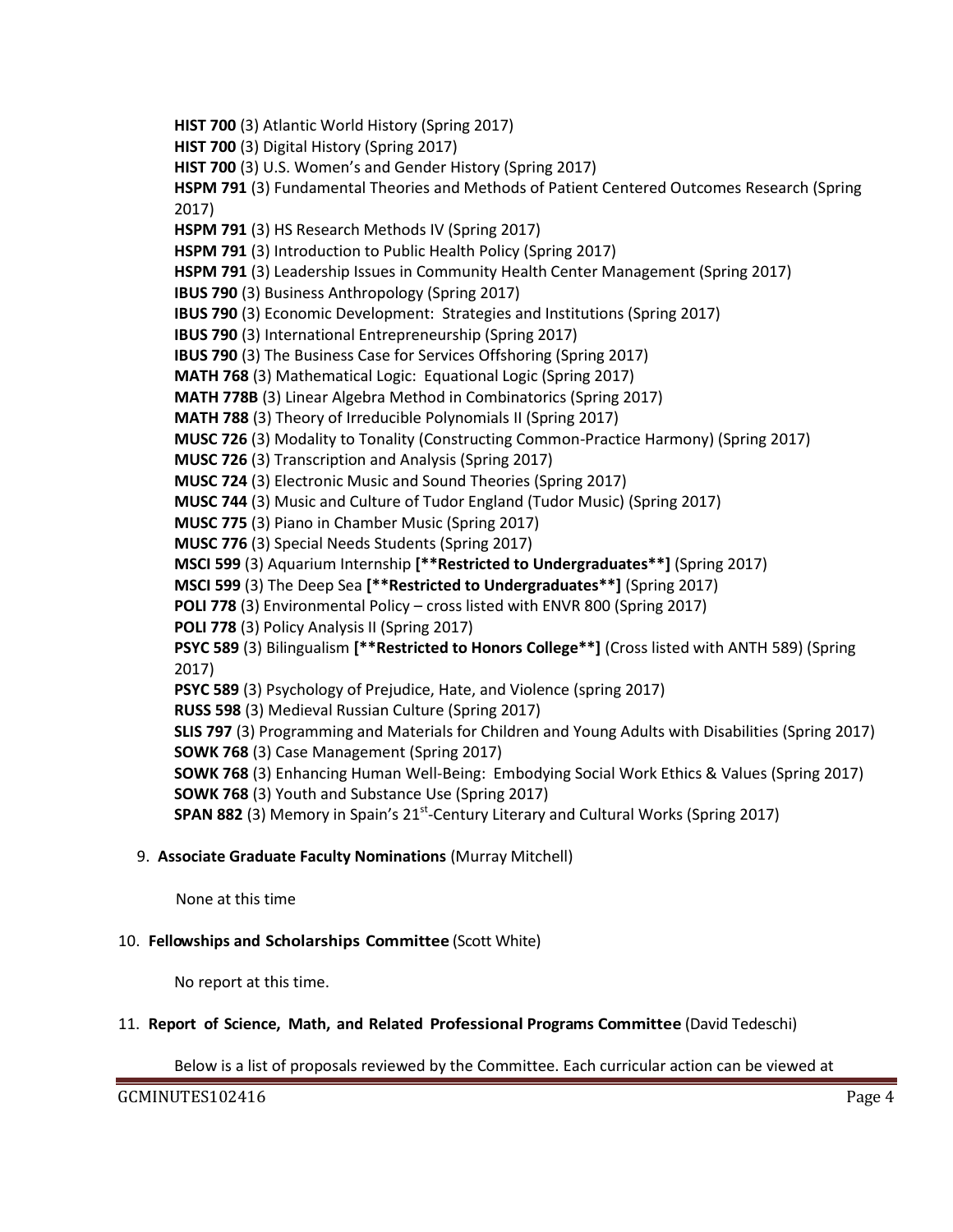**HIST 700** (3) Atlantic World History (Spring 2017)
**HIST 700** (3) Digital History (Spring 2017)
**HIST 700** (3) U.S. Women's and Gender History (Spring 2017)
**HSPM 791** (3) Fundamental Theories and Methods of Patient Centered Outcomes Research (Spring 2017)
**HSPM 791** (3) HS Research Methods IV (Spring 2017)
**HSPM 791** (3) Introduction to Public Health Policy (Spring 2017)
**HSPM 791** (3) Leadership Issues in Community Health Center Management (Spring 2017)
**IBUS 790** (3) Business Anthropology (Spring 2017)
**IBUS 790** (3) Economic Development: Strategies and Institutions (Spring 2017)
**IBUS 790** (3) International Entrepreneurship (Spring 2017)
**IBUS 790** (3) The Business Case for Services Offshoring (Spring 2017)
**MATH 768** (3) Mathematical Logic: Equational Logic (Spring 2017)
**MATH 778B** (3) Linear Algebra Method in Combinatorics (Spring 2017)
**MATH 788** (3) Theory of Irreducible Polynomials II (Spring 2017)
**MUSC 726** (3) Modality to Tonality (Constructing Common-Practice Harmony) (Spring 2017)
**MUSC 726** (3) Transcription and Analysis (Spring 2017)
**MUSC 724** (3) Electronic Music and Sound Theories (Spring 2017)
**MUSC 744** (3) Music and Culture of Tudor England (Tudor Music) (Spring 2017)
**MUSC 775** (3) Piano in Chamber Music (Spring 2017)
**MUSC 776** (3) Special Needs Students (Spring 2017)
**MSCI 599** (3) Aquarium Internship **[**Restricted to Undergraduates**]** (Spring 2017)
**MSCI 599** (3) The Deep Sea **[**Restricted to Undergraduates**]** (Spring 2017)
**POLI 778** (3) Environmental Policy – cross listed with ENVR 800 (Spring 2017)
**POLI 778** (3) Policy Analysis II (Spring 2017)
**PSYC 589** (3) Bilingualism **[**Restricted to Honors College**]** (Cross listed with ANTH 589) (Spring 2017)
**PSYC 589** (3) Psychology of Prejudice, Hate, and Violence (spring 2017)
**RUSS 598** (3) Medieval Russian Culture (Spring 2017)
**SLIS 797** (3) Programming and Materials for Children and Young Adults with Disabilities (Spring 2017)
**SOWK 768** (3) Case Management (Spring 2017)
**SOWK 768** (3) Enhancing Human Well-Being: Embodying Social Work Ethics & Values (Spring 2017)
**SOWK 768** (3) Youth and Substance Use (Spring 2017)
**SPAN 882** (3) Memory in Spain's 21st-Century Literary and Cultural Works (Spring 2017)

9. **Associate Graduate Faculty Nominations** (Murray Mitchell)

None at this time

10. **Fellowships and Scholarships Committee** (Scott White)

No report at this time.

11. **Report of Science, Math, and Related Professional Programs Committee** (David Tedeschi)

Below is a list of proposals reviewed by the Committee. Each curricular action can be viewed at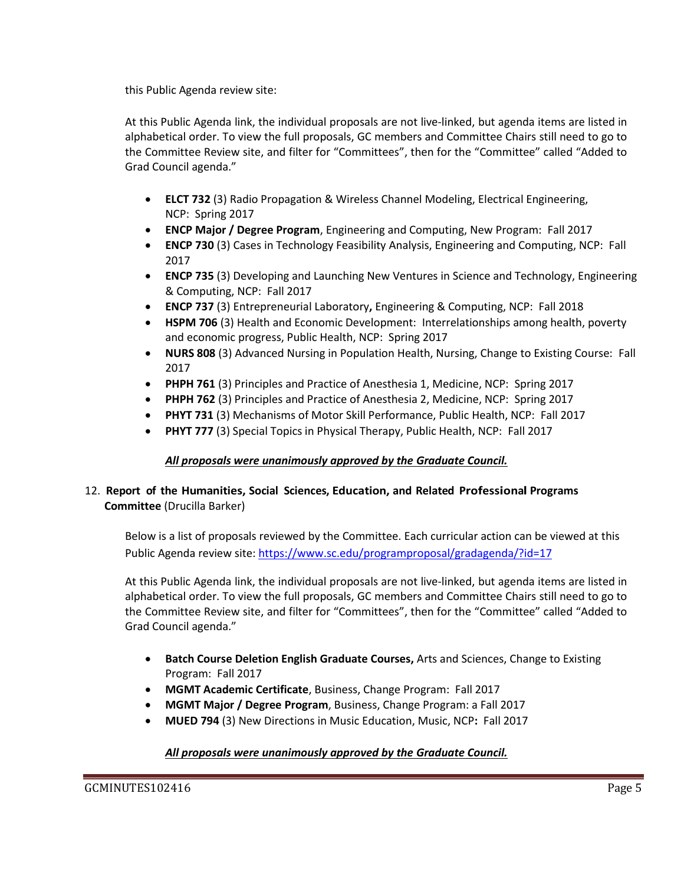this Public Agenda review site:

At this Public Agenda link, the individual proposals are not live-linked, but agenda items are listed in alphabetical order. To view the full proposals, GC members and Committee Chairs still need to go to the Committee Review site, and filter for "Committees", then for the "Committee" called "Added to Grad Council agenda."

- **ELCT 732** (3) Radio Propagation & Wireless Channel Modeling, Electrical Engineering, NCP: Spring 2017
- **ENCP Major / Degree Program**, Engineering and Computing, New Program: Fall 2017
- **ENCP 730** (3) Cases in Technology Feasibility Analysis, Engineering and Computing, NCP: Fall 2017
- **ENCP 735** (3) Developing and Launching New Ventures in Science and Technology, Engineering & Computing, NCP: Fall 2017
- **ENCP 737** (3) Entrepreneurial Laboratory**,** Engineering & Computing, NCP: Fall 2018
- **HSPM 706** (3) Health and Economic Development: Interrelationships among health, poverty and economic progress, Public Health, NCP: Spring 2017
- **NURS 808** (3) Advanced Nursing in Population Health, Nursing, Change to Existing Course: Fall 2017
- **PHPH 761** (3) Principles and Practice of Anesthesia 1, Medicine, NCP: Spring 2017
- **PHPH 762** (3) Principles and Practice of Anesthesia 2, Medicine, NCP: Spring 2017
- **PHYT 731** (3) Mechanisms of Motor Skill Performance, Public Health, NCP: Fall 2017
- **PHYT 777** (3) Special Topics in Physical Therapy, Public Health, NCP: Fall 2017

***All proposals were unanimously approved by the Graduate Council.***

12. **Report of the Humanities, Social Sciences, Education, and Related Professional Programs Committee** (Drucilla Barker)

Below is a list of proposals reviewed by the Committee. Each curricular action can be viewed at this Public Agenda review site: https://www.sc.edu/programproposal/gradagenda/?id=17

At this Public Agenda link, the individual proposals are not live-linked, but agenda items are listed in alphabetical order. To view the full proposals, GC members and Committee Chairs still need to go to the Committee Review site, and filter for "Committees", then for the "Committee" called "Added to Grad Council agenda."

- **Batch Course Deletion English Graduate Courses,** Arts and Sciences, Change to Existing Program: Fall 2017
- **MGMT Academic Certificate**, Business, Change Program: Fall 2017
- **MGMT Major / Degree Program**, Business, Change Program: a Fall 2017
- **MUED 794** (3) New Directions in Music Education, Music, NCP**:** Fall 2017

***All proposals were unanimously approved by the Graduate Council.***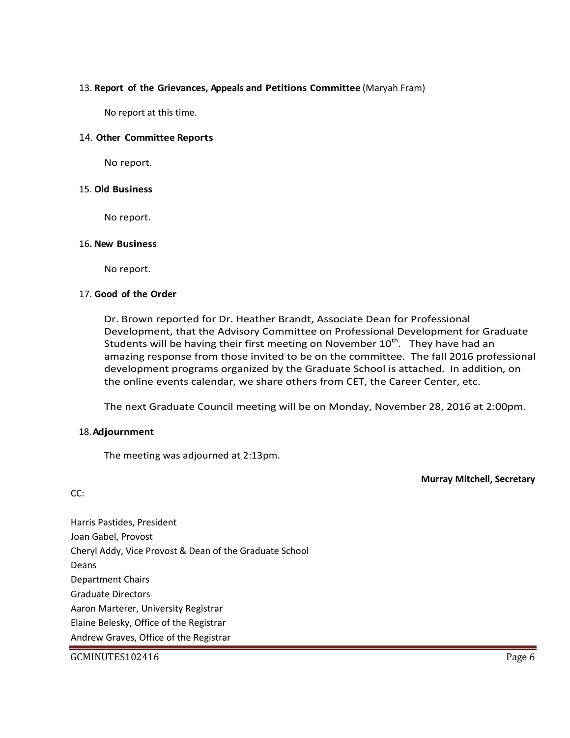13. **Report of the Grievances, Appeals and Petitions Committee** (Maryah Fram)

No report at this time.

14. **Other Committee Reports**

No report.

15. **Old Business**

No report.

16. **New Business**

No report.

17. **Good of the Order**

Dr. Brown reported for Dr. Heather Brandt, Associate Dean for Professional Development, that the Advisory Committee on Professional Development for Graduate Students will be having their first meeting on November 10th. They have had an amazing response from those invited to be on the committee. The fall 2016 professional development programs organized by the Graduate School is attached. In addition, on the online events calendar, we share others from CET, the Career Center, etc.

The next Graduate Council meeting will be on Monday, November 28, 2016 at 2:00pm.

18. **Adjournment**

The meeting was adjourned at 2:13pm.

**Murray Mitchell, Secretary**

CC:

Harris Pastides, President
Joan Gabel, Provost
Cheryl Addy, Vice Provost & Dean of the Graduate School
Deans
Department Chairs
Graduate Directors
Aaron Marterer, University Registrar
Elaine Belesky, Office of the Registrar
Andrew Graves, Office of the Registrar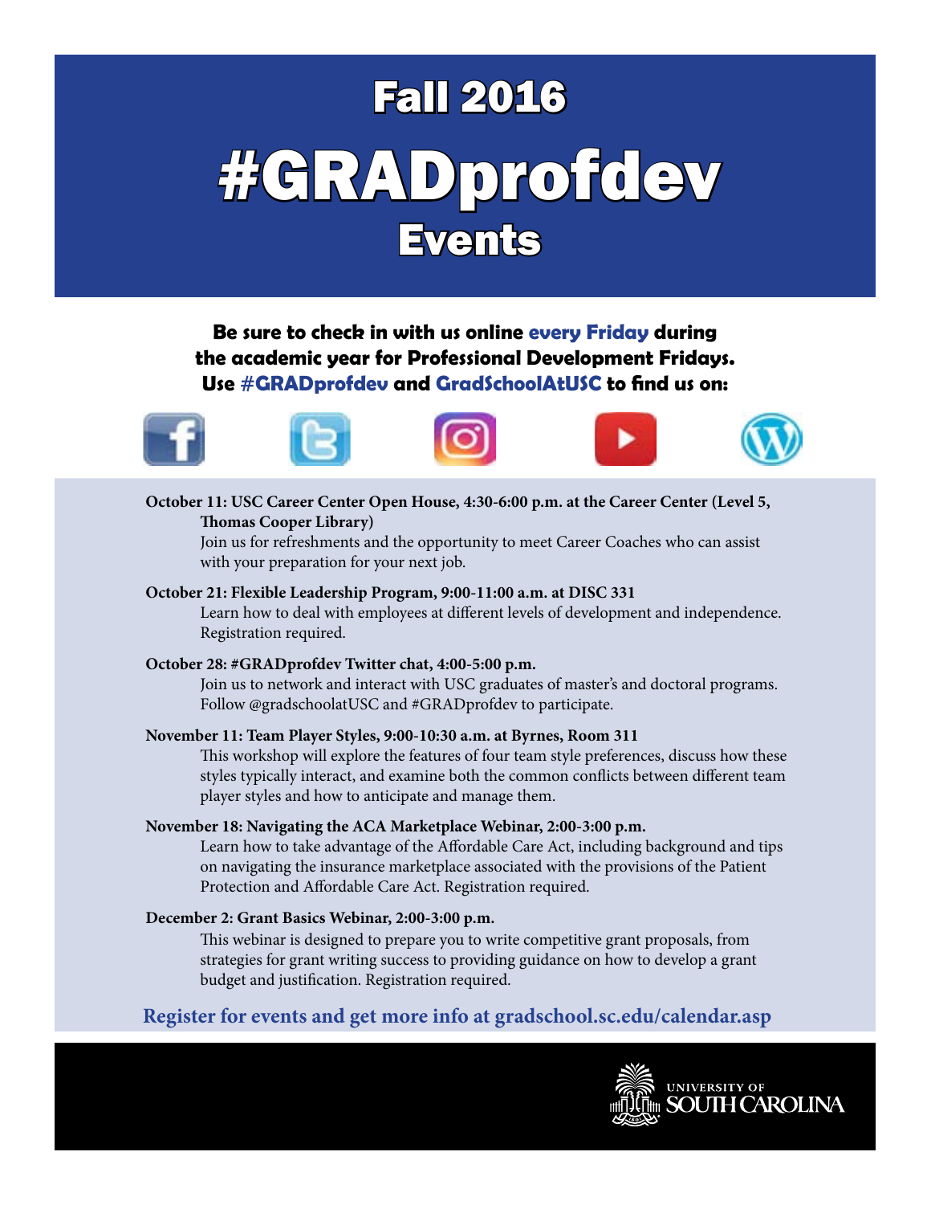# Fall 2016

# #GRADprofdev

# Events

**Be sure to check in with us online every Friday during the academic year for Professional Development Fridays. Use #GRADprofdev and GradSchoolAtUSC to find us on:**

**October 11: USC Career Center Open House, 4:30-6:00 p.m. at the Career Center (Level 5, Thomas Cooper Library)**

Join us for refreshments and the opportunity to meet Career Coaches who can assist with your preparation for your next job.

**October 21: Flexible Leadership Program, 9:00-11:00 a.m. at DISC 331**

Learn how to deal with employees at different levels of development and independence. Registration required.

**October 28: #GRADprofdev Twitter chat, 4:00-5:00 p.m.**

Join us to network and interact with USC graduates of master's and doctoral programs. Follow @gradschoolatUSC and #GRADprofdev to participate.

**November 11: Team Player Styles, 9:00-10:30 a.m. at Byrnes, Room 311**

This workshop will explore the features of four team style preferences, discuss how these styles typically interact, and examine both the common conflicts between different team player styles and how to anticipate and manage them.

**November 18: Navigating the ACA Marketplace Webinar, 2:00-3:00 p.m.**

Learn how to take advantage of the Affordable Care Act, including background and tips on navigating the insurance marketplace associated with the provisions of the Patient Protection and Affordable Care Act. Registration required.

**December 2: Grant Basics Webinar, 2:00-3:00 p.m.**

This webinar is designed to prepare you to write competitive grant proposals, from strategies for grant writing success to providing guidance on how to develop a grant budget and justification. Registration required.

**Register for events and get more info at gradschool.sc.edu/calendar.asp**

UNIVERSITY OF SOUTH CAROLINA